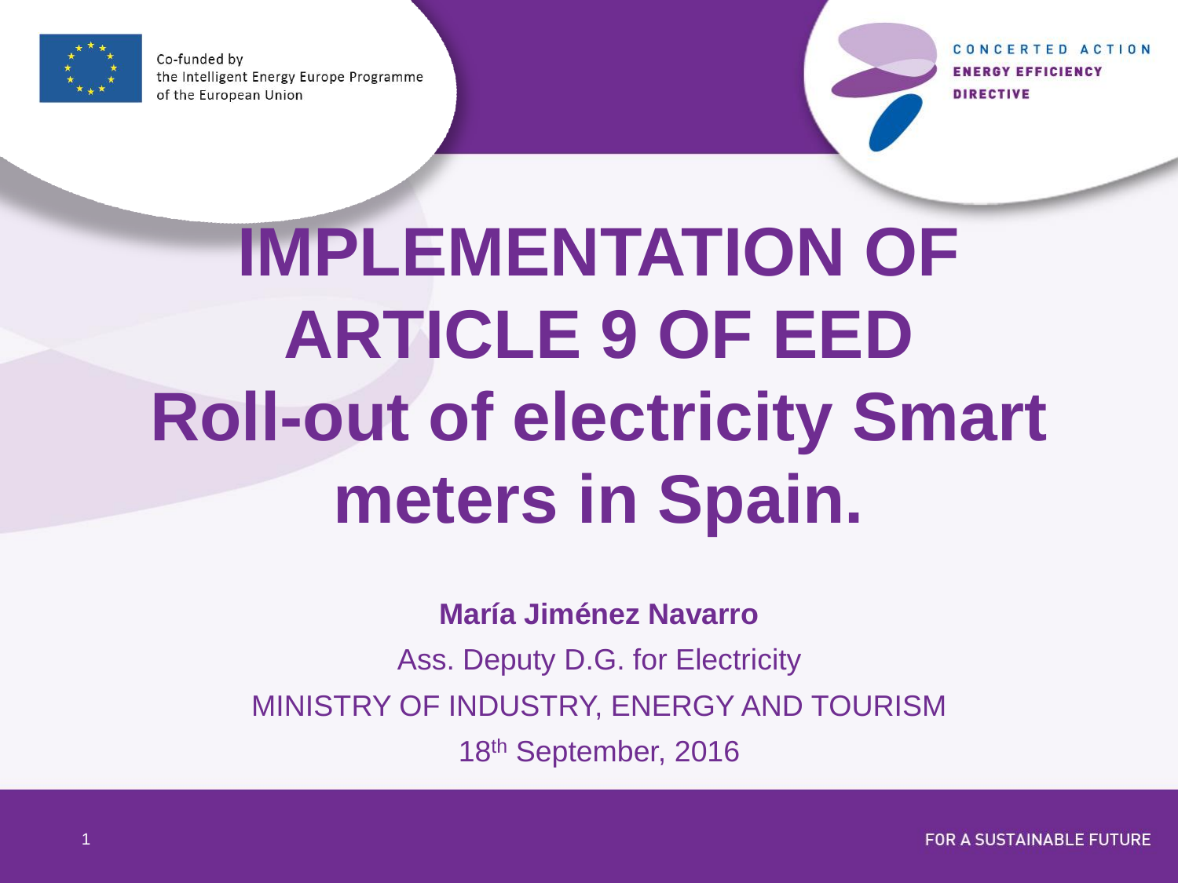Co-funded by
the Intelligent Energy Europe Programme
of the European Union

CONCERTED ACTION
ENERGY EFFICIENCY
DIRECTIVE

# IMPLEMENTATION OF ARTICLE 9 OF EED
# Roll-out of electricity Smart meters in Spain.

**María Jiménez Navarro**

Ass. Deputy D.G. for Electricity

MINISTRY OF INDUSTRY, ENERGY AND TOURISM

18th September, 2016

FOR A SUSTAINABLE FUTURE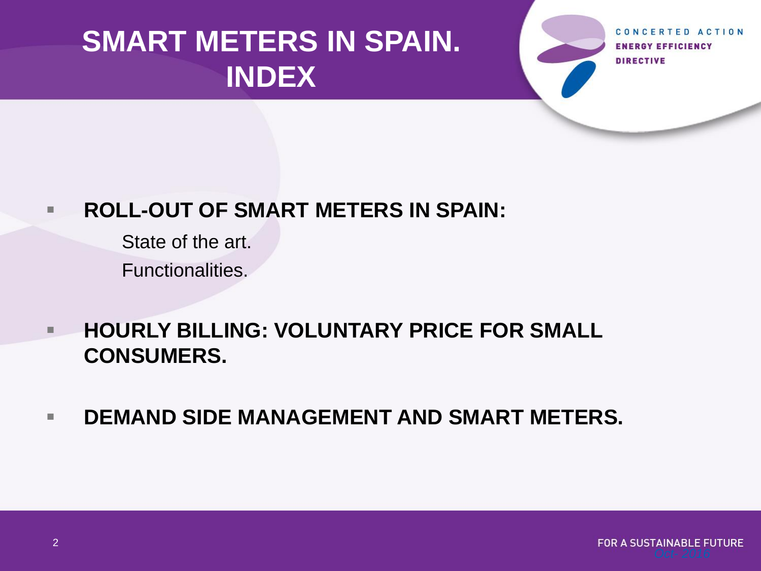# SMART METERS IN SPAIN. INDEX

- **ROLL-OUT OF SMART METERS IN SPAIN:**
  - State of the art.
  - Functionalities.
- **HOURLY BILLING: VOLUNTARY PRICE FOR SMALL CONSUMERS.**
- **DEMAND SIDE MANAGEMENT AND SMART METERS.**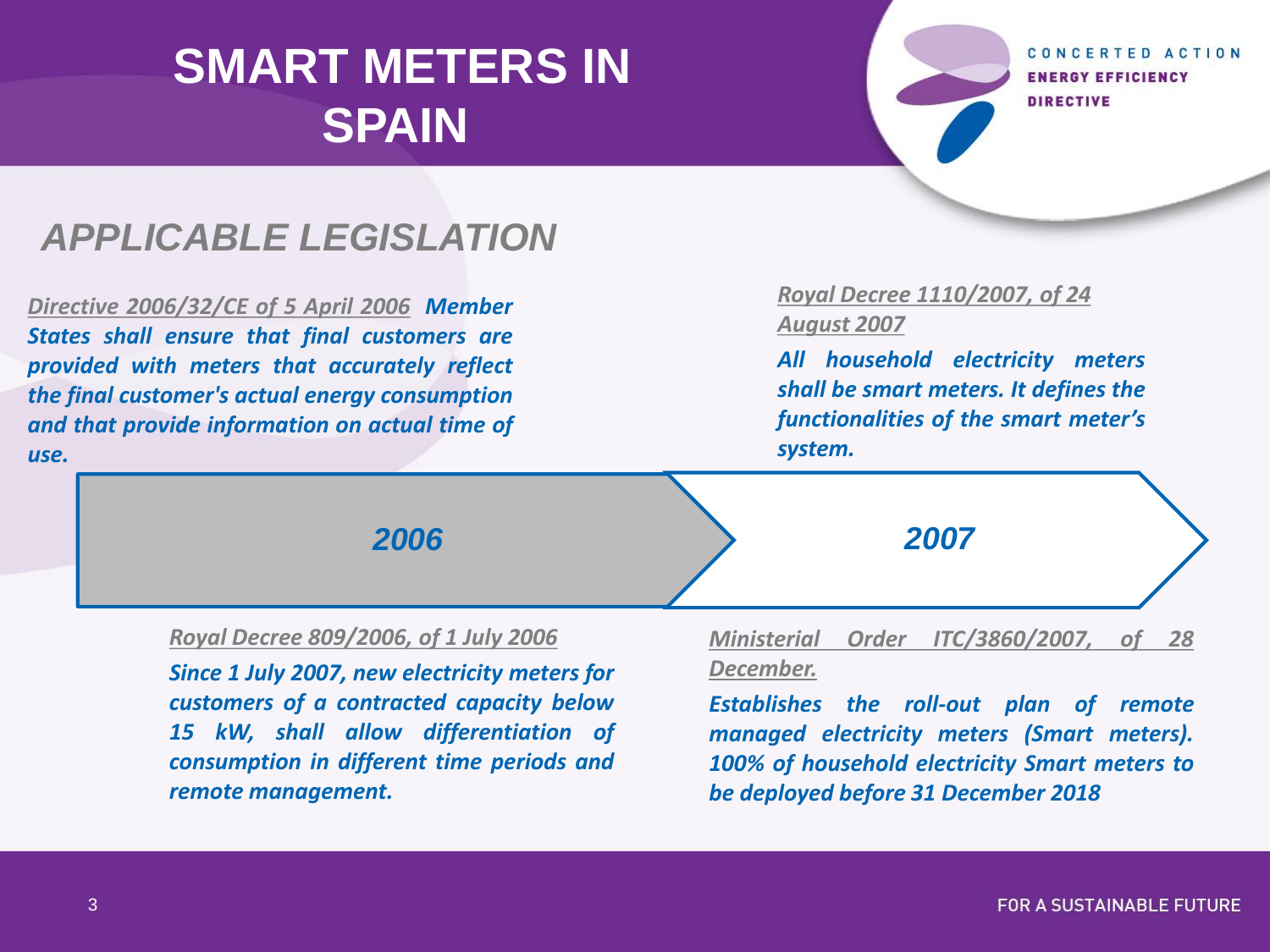# SMART METERS IN SPAIN

CONCERTED ACTION ENERGY EFFICIENCY DIRECTIVE

## APPLICABLE LEGISLATION

### 2006

*Directive 2006/32/CE of 5 April 2006* ***Member States shall ensure that final customers are provided with meters that accurately reflect the final customer's actual energy consumption and that provide information on actual time of use.***

*Royal Decree 809/2006, of 1 July 2006*

***Since 1 July 2007, new electricity meters for customers of a contracted capacity below 15 kW, shall allow differentiation of consumption in different time periods and remote management.***

### 2007

*Royal Decree 1110/2007, of 24 August 2007*

***All household electricity meters shall be smart meters. It defines the functionalities of the smart meter's system.***

*Ministerial Order ITC/3860/2007, of 28 December.*

***Establishes the roll-out plan of remote managed electricity meters (Smart meters). 100% of household electricity Smart meters to be deployed before 31 December 2018***

FOR A SUSTAINABLE FUTURE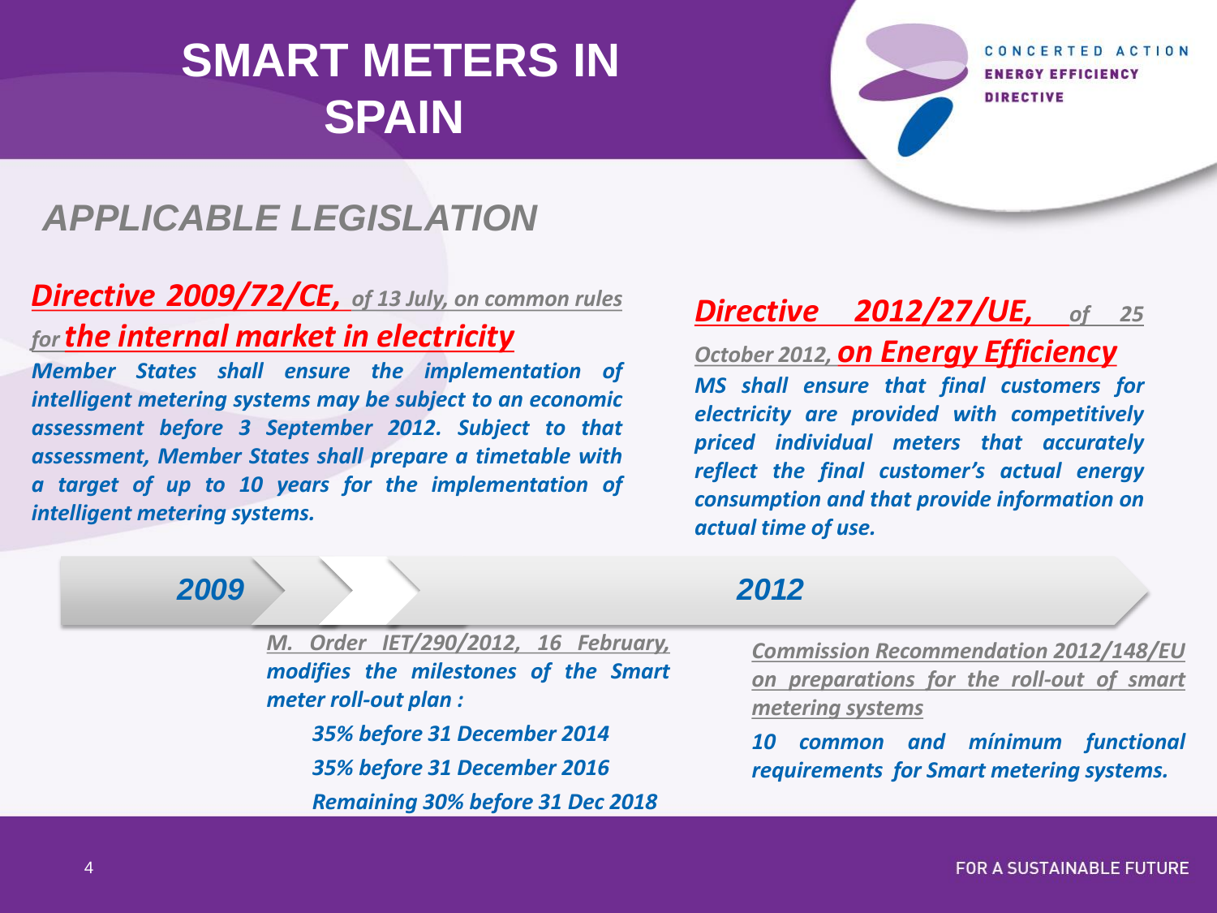# SMART METERS IN SPAIN

CONCERTED ACTION ENERGY EFFICIENCY DIRECTIVE

## APPLICABLE LEGISLATION

**Directive 2009/72/CE,** *of 13 July, on common rules for* **the internal market in electricity**

***Member States shall ensure the implementation of intelligent metering systems may be subject to an economic assessment before 3 September 2012. Subject to that assessment, Member States shall prepare a timetable with a target of up to 10 years for the implementation of intelligent metering systems.***

**Directive 2012/27/UE,** *of 25 October 2012,* **on Energy Efficiency**

***MS shall ensure that final customers for electricity are provided with competitively priced individual meters that accurately reflect the final customer's actual energy consumption and that provide information on actual time of use.***

**2009** → **2012**

*M. Order IET/290/2012, 16 February,* ***modifies the milestones of the Smart meter roll-out plan :***

- ***35% before 31 December 2014***
- ***35% before 31 December 2016***
- ***Remaining 30% before 31 Dec 2018***

*Commission Recommendation 2012/148/EU on preparations for the roll-out of smart metering systems*

***10 common and mínimum functional requirements for Smart metering systems.***

FOR A SUSTAINABLE FUTURE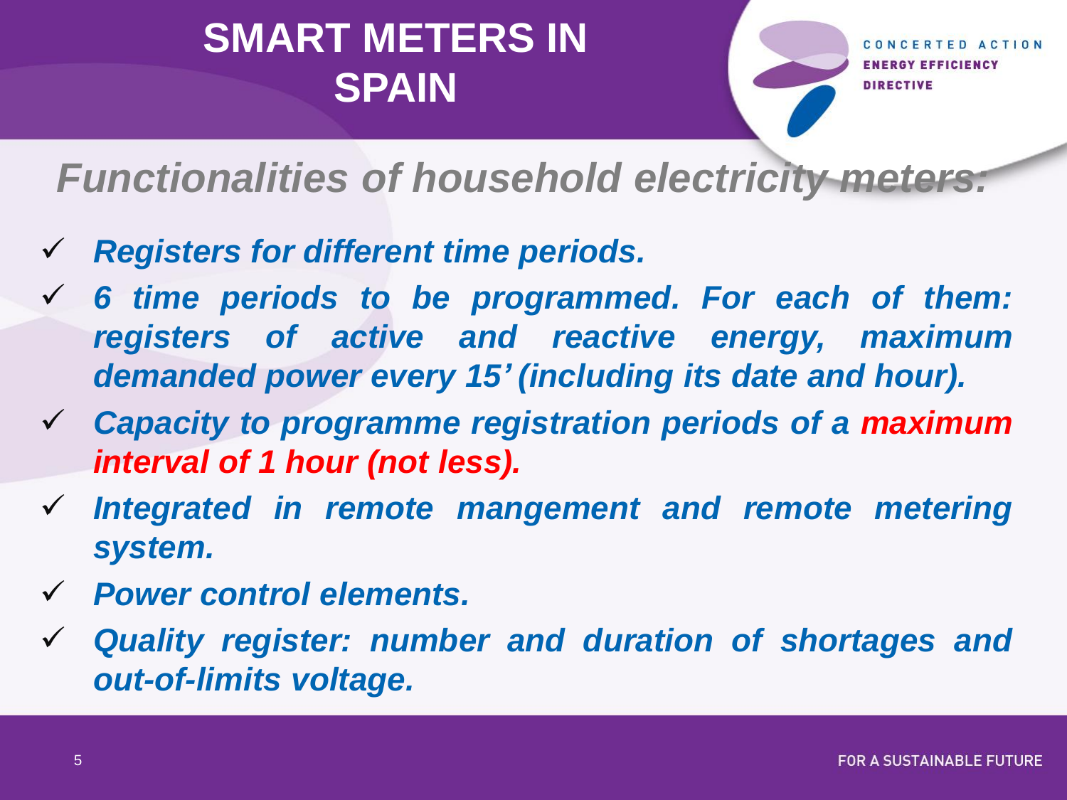# SMART METERS IN SPAIN

## *Functionalities of household electricity meters:*

- ✓ ***Registers for different time periods.***
- ✓ ***6 time periods to be programmed. For each of them: registers of active and reactive energy, maximum demanded power every 15' (including its date and hour).***
- ✓ ***Capacity to programme registration periods of a maximum interval of 1 hour (not less).***
- ✓ ***Integrated in remote mangement and remote metering system.***
- ✓ ***Power control elements.***
- ✓ ***Quality register: number and duration of shortages and out-of-limits voltage.***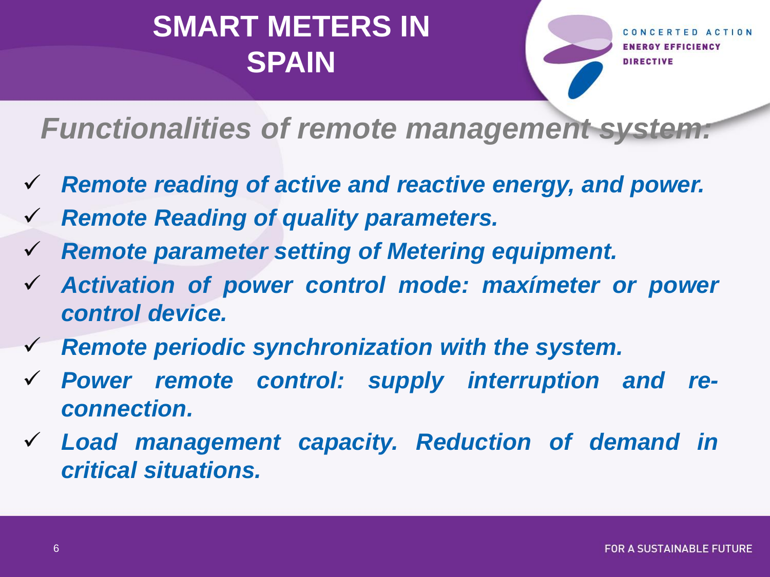# SMART METERS IN SPAIN

## *Functionalities of remote management system:*

- ***Remote reading of active and reactive energy, and power.***
- ***Remote Reading of quality parameters.***
- ***Remote parameter setting of Metering equipment.***
- ***Activation of power control mode: maxímeter or power control device.***
- ***Remote periodic synchronization with the system.***
- ***Power remote control: supply interruption and re-connection.***
- ***Load management capacity. Reduction of demand in critical situations.***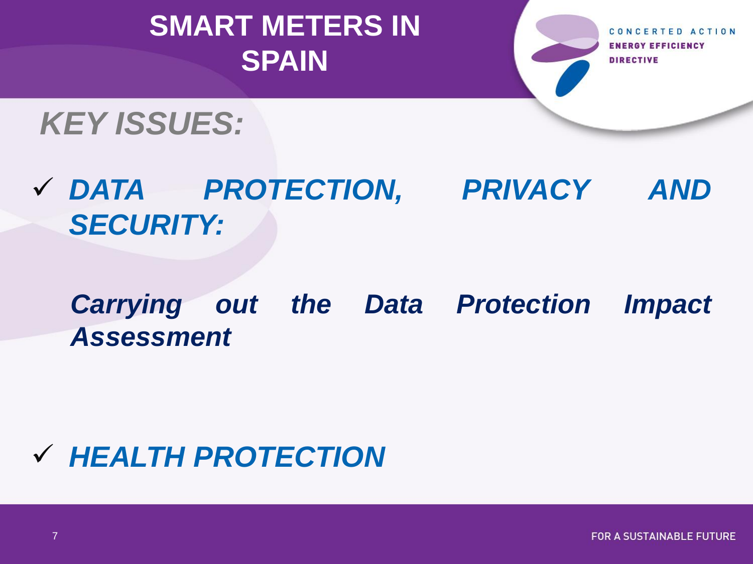# SMART METERS IN SPAIN

## *KEY ISSUES:*

- ***DATA PROTECTION, PRIVACY AND SECURITY:***

  ***Carrying out the Data Protection Impact Assessment***

- ***HEALTH PROTECTION***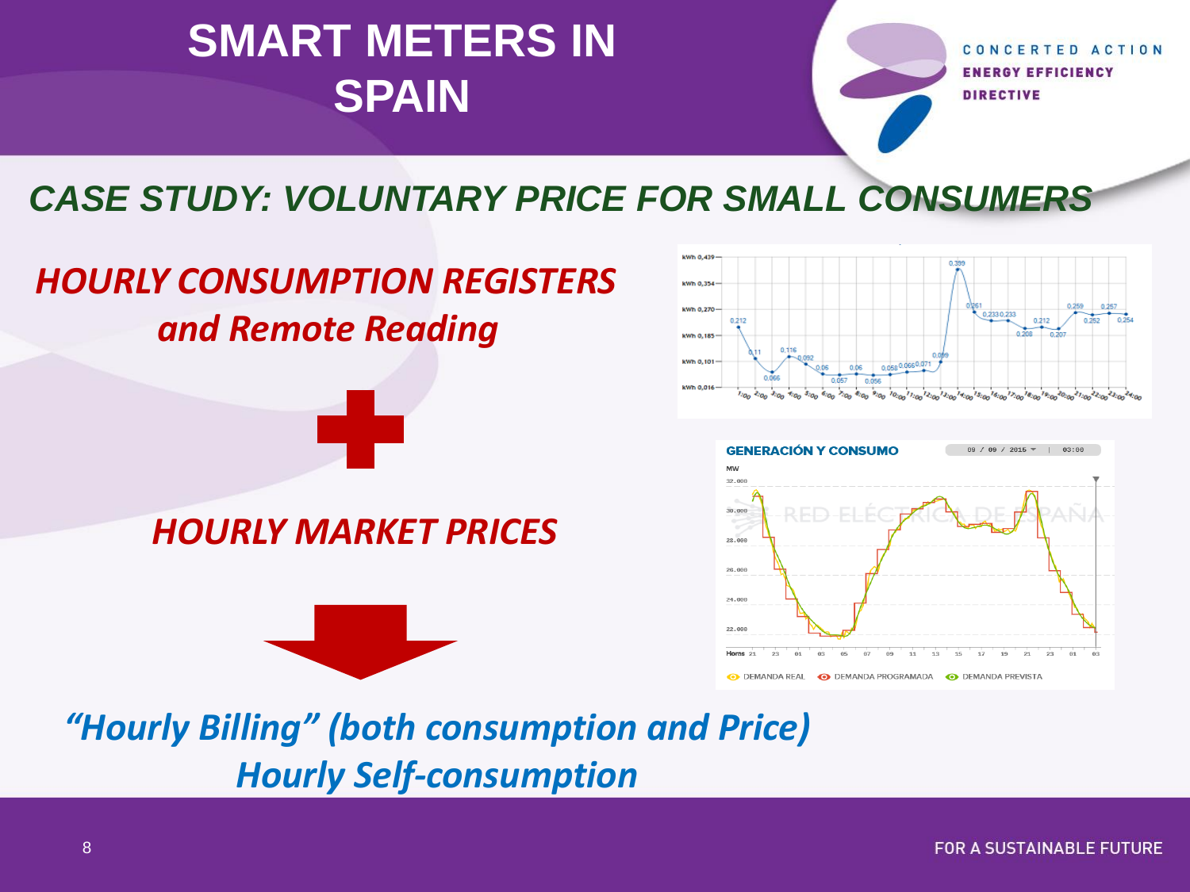# SMART METERS IN SPAIN

## *CASE STUDY: VOLUNTARY PRICE FOR SMALL CONSUMERS*

***HOURLY CONSUMPTION REGISTERS and Remote Reading***

+

***HOURLY MARKET PRICES***

***"Hourly Billing" (both consumption and Price)***
***Hourly Self-consumption***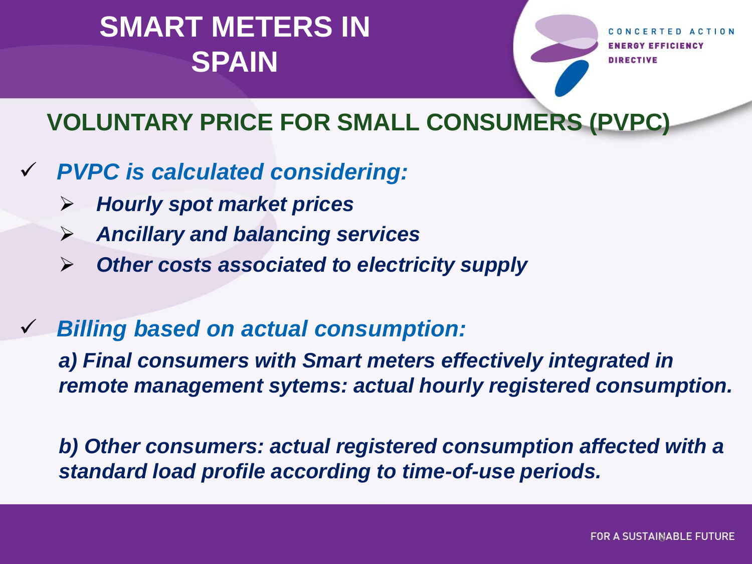# SMART METERS IN SPAIN

## VOLUNTARY PRICE FOR SMALL CONSUMERS (PVPC)

- ***PVPC is calculated considering:***
  - ***Hourly spot market prices***
  - ***Ancillary and balancing services***
  - ***Other costs associated to electricity supply***

- ***Billing based on actual consumption:***

  ***a) Final consumers with Smart meters effectively integrated in remote management sytems: actual hourly registered consumption.***

  ***b) Other consumers: actual registered consumption affected with a standard load profile according to time-of-use periods.***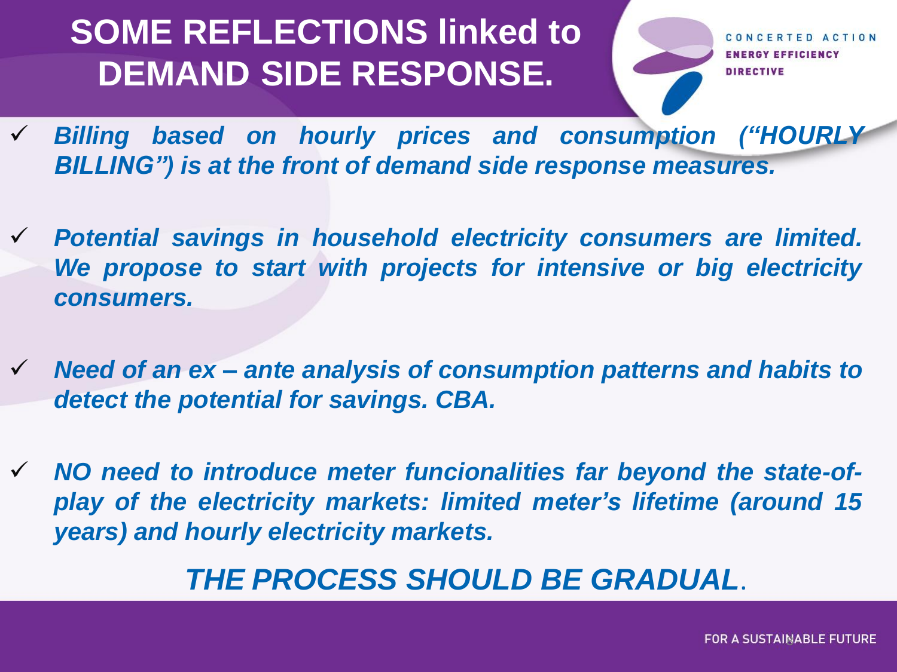# SOME REFLECTIONS linked to DEMAND SIDE RESPONSE.

- ✓ ***Billing based on hourly prices and consumption ("HOURLY BILLING") is at the front of demand side response measures.***

- ✓ ***Potential savings in household electricity consumers are limited. We propose to start with projects for intensive or big electricity consumers.***

- ✓ ***Need of an ex – ante analysis of consumption patterns and habits to detect the potential for savings. CBA.***

- ✓ ***NO need to introduce meter funcionalities far beyond the state-of-play of the electricity markets: limited meter's lifetime (around 15 years) and hourly electricity markets.***

***THE PROCESS SHOULD BE GRADUAL***.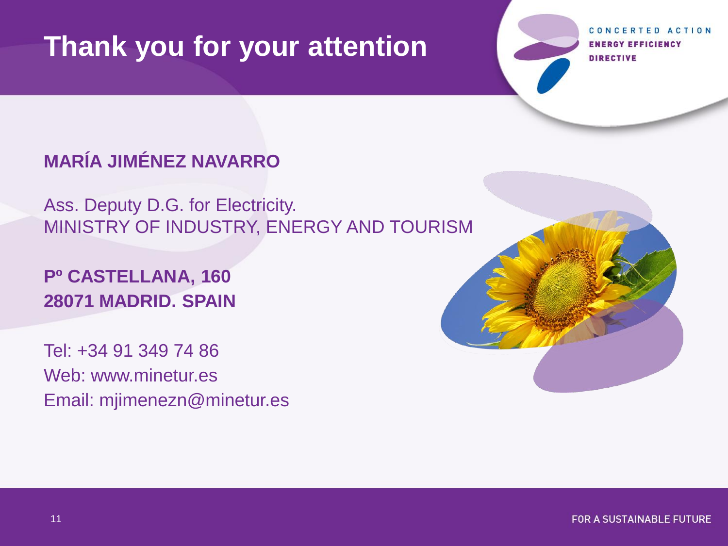# Thank you for your attention

CONCERTED ACTION
ENERGY EFFICIENCY
DIRECTIVE

**MARÍA JIMÉNEZ NAVARRO**

Ass. Deputy D.G. for Electricity.
MINISTRY OF INDUSTRY, ENERGY AND TOURISM

**Pº CASTELLANA, 160**
**28071 MADRID. SPAIN**

Tel: +34 91 349 74 86
Web: www.minetur.es
Email: mjimenezn@minetur.es

FOR A SUSTAINABLE FUTURE